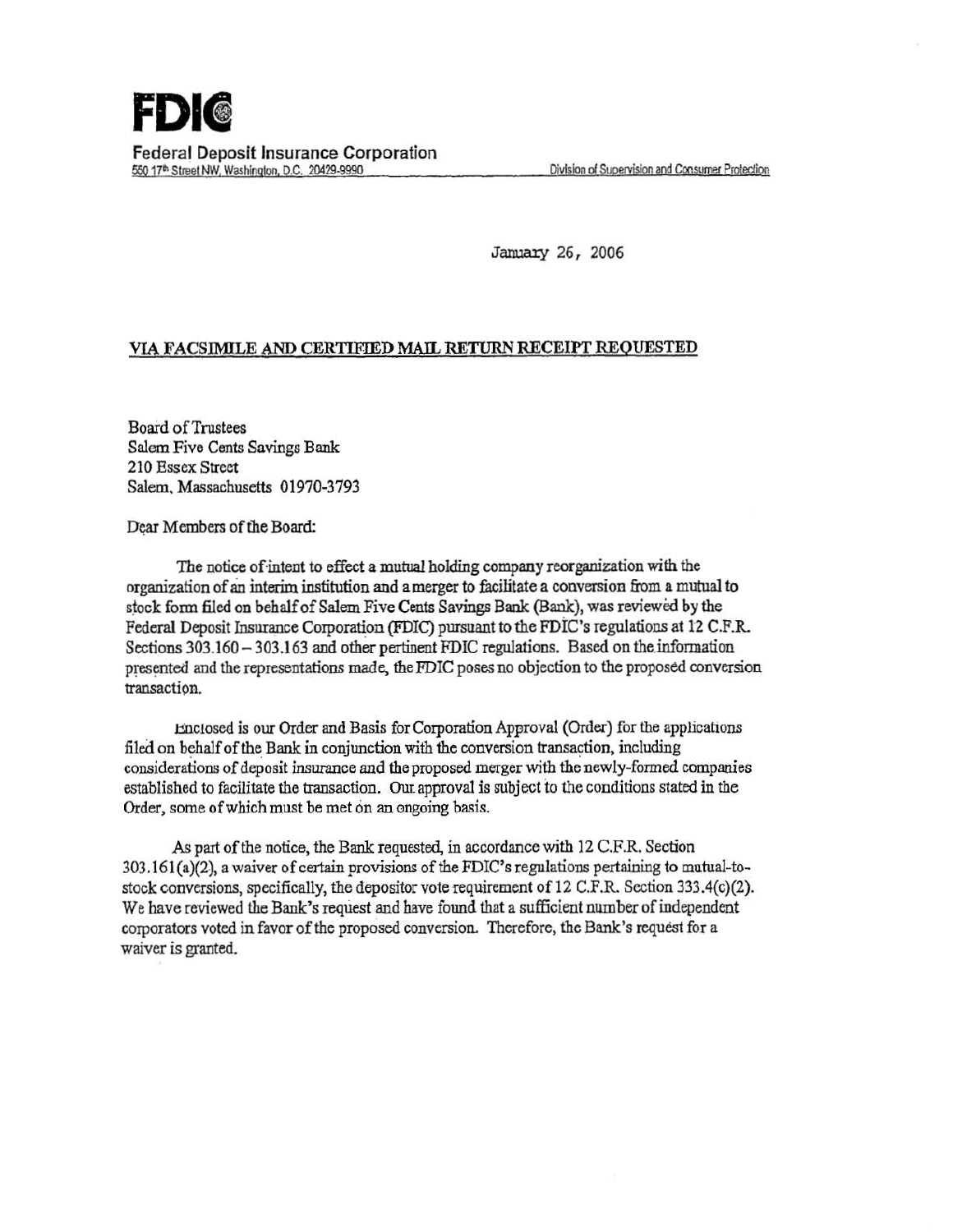# FDIC

**Federal Deposit Insurance Corporation**
550 17th Street NW, Washington, D.C. 20429-9990 — Division of Supervision and Consumer Protection

January 26, 2006

**VIA FACSIMILE AND CERTIFIED MAIL RETURN RECEIPT REQUESTED**

Board of Trustees
Salem Five Cents Savings Bank
210 Essex Street
Salem, Massachusetts 01970-3793

Dear Members of the Board:

The notice of intent to effect a mutual holding company reorganization with the organization of an interim institution and a merger to facilitate a conversion from a mutual to stock form filed on behalf of Salem Five Cents Savings Bank (Bank), was reviewed by the Federal Deposit Insurance Corporation (FDIC) pursuant to the FDIC's regulations at 12 C.F.R. Sections 303.160 – 303.163 and other pertinent FDIC regulations. Based on the information presented and the representations made, the FDIC poses no objection to the proposed conversion transaction.

Enclosed is our Order and Basis for Corporation Approval (Order) for the applications filed on behalf of the Bank in conjunction with the conversion transaction, including considerations of deposit insurance and the proposed merger with the newly-formed companies established to facilitate the transaction. Our approval is subject to the conditions stated in the Order, some of which must be met on an ongoing basis.

As part of the notice, the Bank requested, in accordance with 12 C.F.R. Section 303.161(a)(2), a waiver of certain provisions of the FDIC's regulations pertaining to mutual-to-stock conversions, specifically, the depositor vote requirement of 12 C.F.R. Section 333.4(c)(2). We have reviewed the Bank's request and have found that a sufficient number of independent corporators voted in favor of the proposed conversion. Therefore, the Bank's request for a waiver is granted.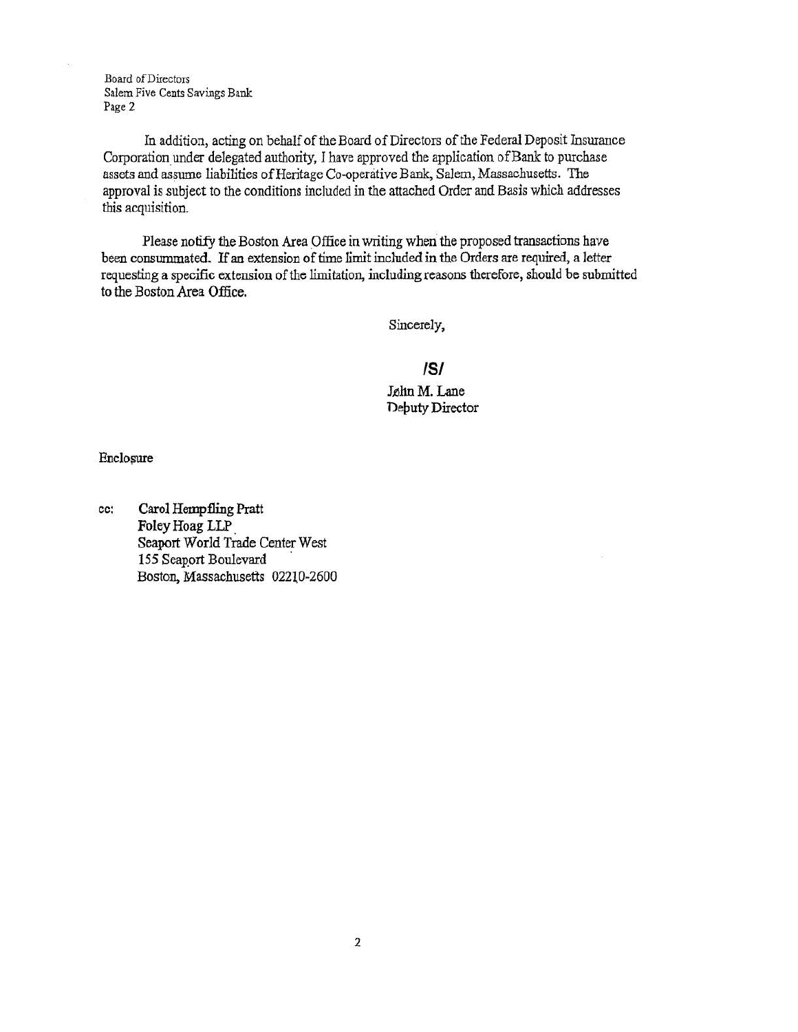Board of Directors
Salem Five Cents Savings Bank
Page 2

In addition, acting on behalf of the Board of Directors of the Federal Deposit Insurance Corporation under delegated authority, I have approved the application of Bank to purchase assets and assume liabilities of Heritage Co-operative Bank, Salem, Massachusetts. The approval is subject to the conditions included in the attached Order and Basis which addresses this acquisition.

Please notify the Boston Area Office in writing when the proposed transactions have been consummated. If an extension of time limit included in the Orders are required, a letter requesting a specific extension of the limitation, including reasons therefore, should be submitted to the Boston Area Office.

Sincerely,

/S/

John M. Lane
Deputy Director

Enclosure

cc: **Carol Hempfling Pratt**
Foley Hoag LLP
Seaport World Trade Center West
155 Seaport Boulevard
Boston, Massachusetts 02210-2600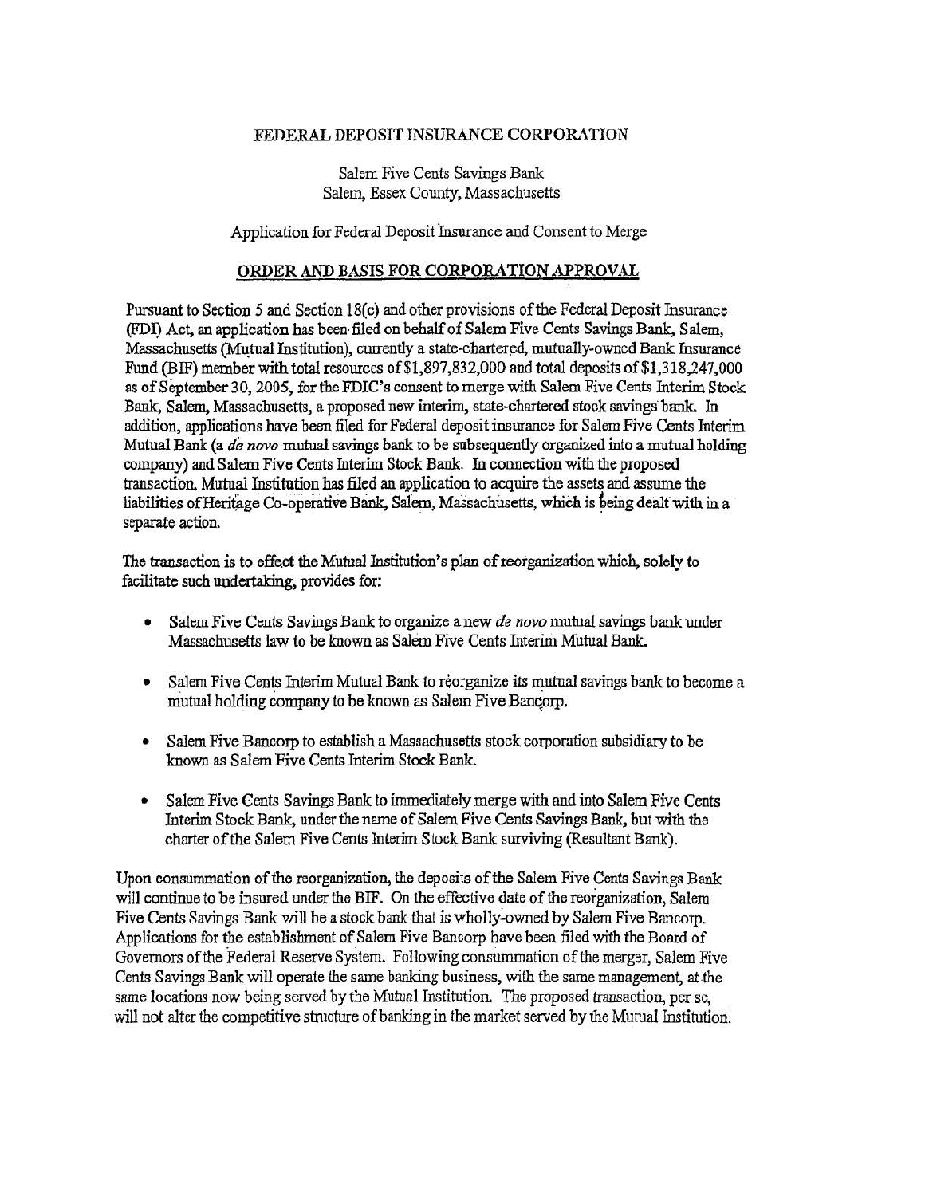FEDERAL DEPOSIT INSURANCE CORPORATION

Salem Five Cents Savings Bank
Salem, Essex County, Massachusetts

Application for Federal Deposit Insurance and Consent to Merge

**ORDER AND BASIS FOR CORPORATION APPROVAL**

Pursuant to Section 5 and Section 18(c) and other provisions of the Federal Deposit Insurance (FDI) Act, an application has been filed on behalf of Salem Five Cents Savings Bank, Salem, Massachusetts (Mutual Institution), currently a state-chartered, mutually-owned Bank Insurance Fund (BIF) member with total resources of $1,897,832,000 and total deposits of $1,318,247,000 as of September 30, 2005, for the FDIC's consent to merge with Salem Five Cents Interim Stock Bank, Salem, Massachusetts, a proposed new interim, state-chartered stock savings bank. In addition, applications have been filed for Federal deposit insurance for Salem Five Cents Interim Mutual Bank (a *de novo* mutual savings bank to be subsequently organized into a mutual holding company) and Salem Five Cents Interim Stock Bank. In connection with the proposed transaction, Mutual Institution has filed an application to acquire the assets and assume the liabilities of Heritage Co-operative Bank, Salem, Massachusetts, which is being dealt with in a separate action.

The transaction is to effect the Mutual Institution's plan of reorganization which, solely to facilitate such undertaking, provides for:

- Salem Five Cents Savings Bank to organize a new *de novo* mutual savings bank under Massachusetts law to be known as Salem Five Cents Interim Mutual Bank.
- Salem Five Cents Interim Mutual Bank to reorganize its mutual savings bank to become a mutual holding company to be known as Salem Five Bancorp.
- Salem Five Bancorp to establish a Massachusetts stock corporation subsidiary to be known as Salem Five Cents Interim Stock Bank.
- Salem Five Cents Savings Bank to immediately merge with and into Salem Five Cents Interim Stock Bank, under the name of Salem Five Cents Savings Bank, but with the charter of the Salem Five Cents Interim Stock Bank surviving (Resultant Bank).

Upon consummation of the reorganization, the deposits of the Salem Five Cents Savings Bank will continue to be insured under the BIF. On the effective date of the reorganization, Salem Five Cents Savings Bank will be a stock bank that is wholly-owned by Salem Five Bancorp. Applications for the establishment of Salem Five Bancorp have been filed with the Board of Governors of the Federal Reserve System. Following consummation of the merger, Salem Five Cents Savings Bank will operate the same banking business, with the same management, at the same locations now being served by the Mutual Institution. The proposed transaction, per se, will not alter the competitive structure of banking in the market served by the Mutual Institution.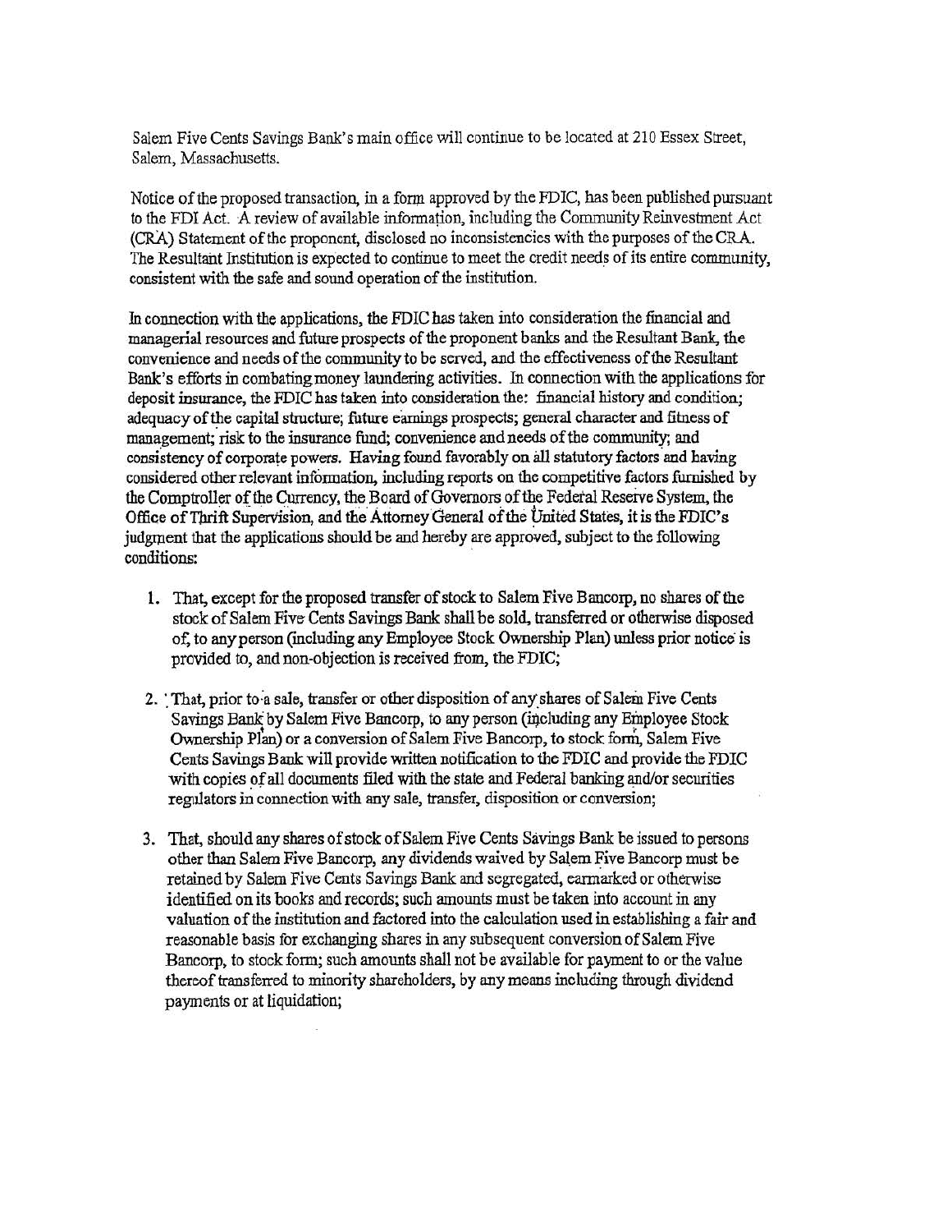Salem Five Cents Savings Bank's main office will continue to be located at 210 Essex Street, Salem, Massachusetts.

Notice of the proposed transaction, in a form approved by the FDIC, has been published pursuant to the FDI Act. A review of available information, including the Community Reinvestment Act (CRA) Statement of the proponent, disclosed no inconsistencies with the purposes of the CRA. The Resultant Institution is expected to continue to meet the credit needs of its entire community, consistent with the safe and sound operation of the institution.

In connection with the applications, the FDIC has taken into consideration the financial and managerial resources and future prospects of the proponent banks and the Resultant Bank, the convenience and needs of the community to be served, and the effectiveness of the Resultant Bank's efforts in combating money laundering activities. In connection with the applications for deposit insurance, the FDIC has taken into consideration the: financial history and condition; adequacy of the capital structure; future earnings prospects; general character and fitness of management; risk to the insurance fund; convenience and needs of the community; and consistency of corporate powers. Having found favorably on all statutory factors and having considered other relevant information, including reports on the competitive factors furnished by the Comptroller of the Currency, the Board of Governors of the Federal Reserve System, the Office of Thrift Supervision, and the Attorney General of the United States, it is the FDIC's judgment that the applications should be and hereby are approved, subject to the following conditions:

1. That, except for the proposed transfer of stock to Salem Five Bancorp, no shares of the stock of Salem Five Cents Savings Bank shall be sold, transferred or otherwise disposed of, to any person (including any Employee Stock Ownership Plan) unless prior notice is provided to, and non-objection is received from, the FDIC;

2. That, prior to a sale, transfer or other disposition of any shares of Salem Five Cents Savings Bank by Salem Five Bancorp, to any person (including any Employee Stock Ownership Plan) or a conversion of Salem Five Bancorp, to stock form, Salem Five Cents Savings Bank will provide written notification to the FDIC and provide the FDIC with copies of all documents filed with the state and Federal banking and/or securities regulators in connection with any sale, transfer, disposition or conversion;

3. That, should any shares of stock of Salem Five Cents Savings Bank be issued to persons other than Salem Five Bancorp, any dividends waived by Salem Five Bancorp must be retained by Salem Five Cents Savings Bank and segregated, earmarked or otherwise identified on its books and records; such amounts must be taken into account in any valuation of the institution and factored into the calculation used in establishing a fair and reasonable basis for exchanging shares in any subsequent conversion of Salem Five Bancorp, to stock form; such amounts shall not be available for payment to or the value thereof transferred to minority shareholders, by any means including through dividend payments or at liquidation;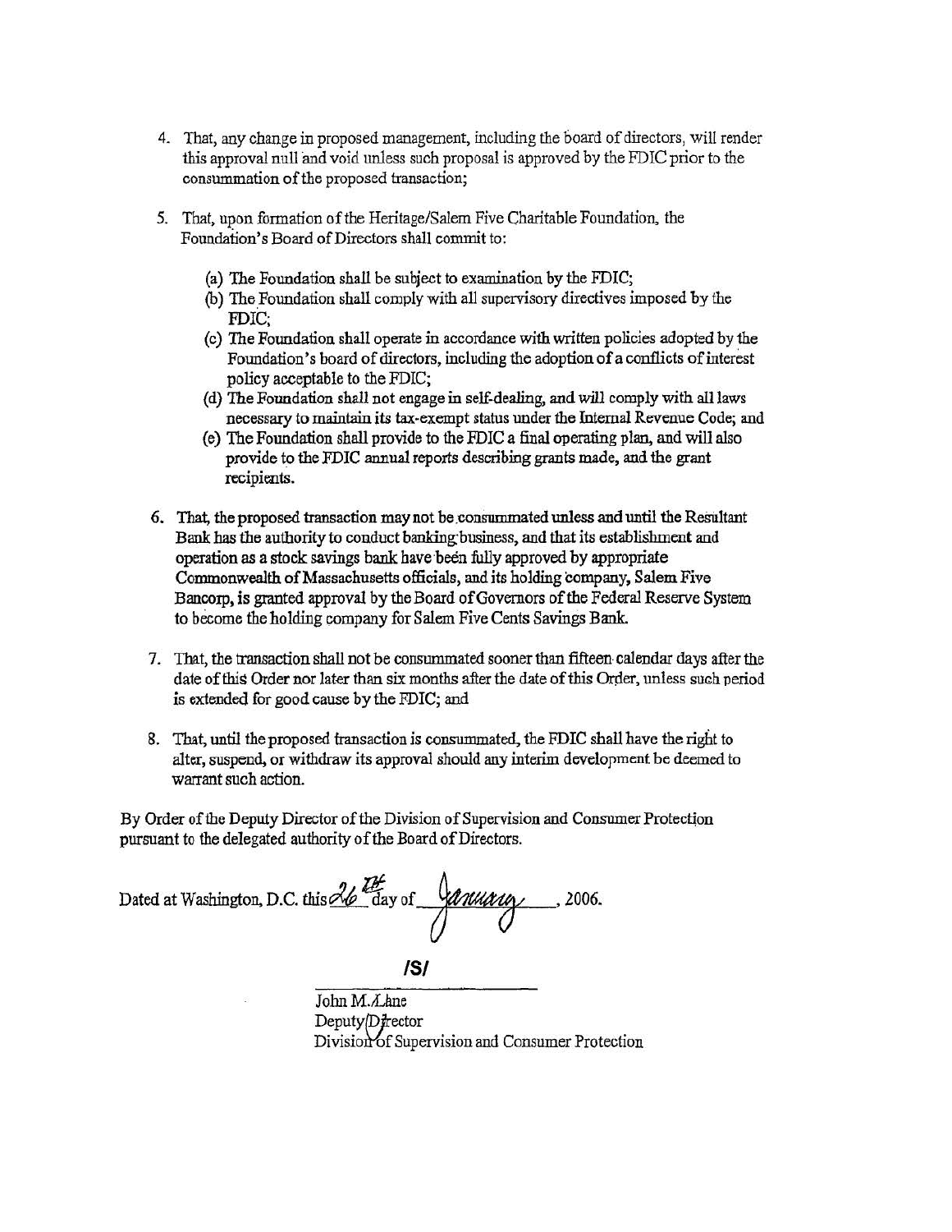4. That, any change in proposed management, including the board of directors, will render this approval null and void unless such proposal is approved by the FDIC prior to the consummation of the proposed transaction;

5. That, upon formation of the Heritage/Salem Five Charitable Foundation, the Foundation's Board of Directors shall commit to:

   (a) The Foundation shall be subject to examination by the FDIC;
   (b) The Foundation shall comply with all supervisory directives imposed by the FDIC;
   (c) The Foundation shall operate in accordance with written policies adopted by the Foundation's board of directors, including the adoption of a conflicts of interest policy acceptable to the FDIC;
   (d) The Foundation shall not engage in self-dealing, and will comply with all laws necessary to maintain its tax-exempt status under the Internal Revenue Code; and
   (e) The Foundation shall provide to the FDIC a final operating plan, and will also provide to the FDIC annual reports describing grants made, and the grant recipients.

6. That, the proposed transaction may not be consummated unless and until the Resultant Bank has the authority to conduct banking business, and that its establishment and operation as a stock savings bank have been fully approved by appropriate Commonwealth of Massachusetts officials, and its holding company, Salem Five Bancorp, is granted approval by the Board of Governors of the Federal Reserve System to become the holding company for Salem Five Cents Savings Bank.

7. That, the transaction shall not be consummated sooner than fifteen calendar days after the date of this Order nor later than six months after the date of this Order, unless such period is extended for good cause by the FDIC; and

8. That, until the proposed transaction is consummated, the FDIC shall have the right to alter, suspend, or withdraw its approval should any interim development be deemed to warrant such action.

By Order of the Deputy Director of the Division of Supervision and Consumer Protection pursuant to the delegated authority of the Board of Directors.

Dated at Washington, D.C. this 26th day of January, 2006.

/S/

John M. Lane
Deputy Director
Division of Supervision and Consumer Protection